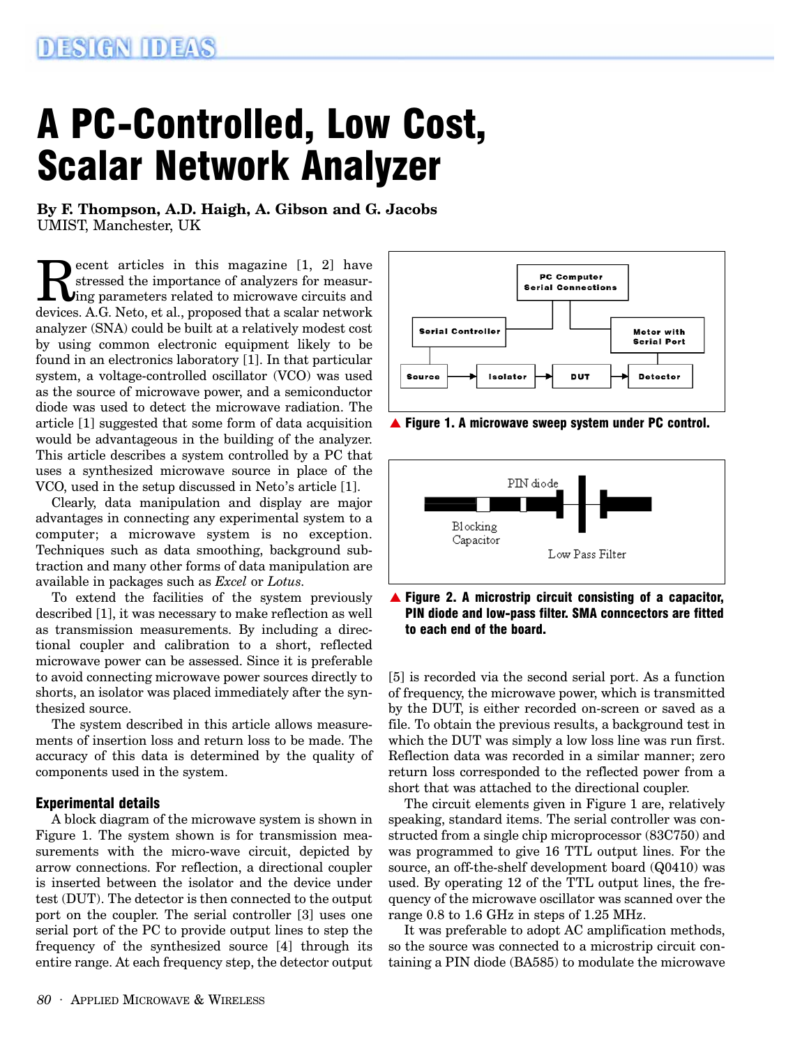# A PC-Controlled, Low Cost, Scalar Network Analyzer

**By F. Thompson, A.D. Haigh, A. Gibson and G. Jacobs**
UMIST, Manchester, UK

Recent articles in this magazine [1, 2] have stressed the importance of analyzers for measuring parameters related to microwave circuits and devices. A.G. Neto, et al., proposed that a scalar network analyzer (SNA) could be built at a relatively modest cost by using common electronic equipment likely to be found in an electronics laboratory [1]. In that particular system, a voltage-controlled oscillator (VCO) was used as the source of microwave power, and a semiconductor diode was used to detect the microwave radiation. The article [1] suggested that some form of data acquisition would be advantageous in the building of the analyzer. This article describes a system controlled by a PC that uses a synthesized microwave source in place of the VCO, used in the setup discussed in Neto's article [1].

Clearly, data manipulation and display are major advantages in connecting any experimental system to a computer; a microwave system is no exception. Techniques such as data smoothing, background subtraction and many other forms of data manipulation are available in packages such as *Excel* or *Lotus*.

To extend the facilities of the system previously described [1], it was necessary to make reflection as well as transmission measurements. By including a directional coupler and calibration to a short, reflected microwave power can be assessed. Since it is preferable to avoid connecting microwave power sources directly to shorts, an isolator was placed immediately after the synthesized source.

The system described in this article allows measurements of insertion loss and return loss to be made. The accuracy of this data is determined by the quality of components used in the system.

### Experimental details

A block diagram of the microwave system is shown in Figure 1. The system shown is for transmission measurements with the micro-wave circuit, depicted by arrow connections. For reflection, a directional coupler is inserted between the isolator and the device under test (DUT). The detector is then connected to the output port on the coupler. The serial controller [3] uses one serial port of the PC to provide output lines to step the frequency of the synthesized source [4] through its entire range. At each frequency step, the detector output [5] is recorded via the second serial port. As a function of frequency, the microwave power, which is transmitted by the DUT, is either recorded on-screen or saved as a file. To obtain the previous results, a background test in which the DUT was simply a low loss line was run first. Reflection data was recorded in a similar manner; zero return loss corresponded to the reflected power from a short that was attached to the directional coupler.

PC Computer Serial Connections — Serial Controller — Motor with Serial Port — Source → Isolator → DUT → Detector

**Figure 1. A microwave sweep system under PC control.**

PIN diode — Blocking Capacitor — Low Pass Filter

**Figure 2. A microstrip circuit consisting of a capacitor, PIN diode and low-pass filter. SMA conncectors are fitted to each end of the board.**

The circuit elements given in Figure 1 are, relatively speaking, standard items. The serial controller was constructed from a single chip microprocessor (83C750) and was programmed to give 16 TTL output lines. For the source, an off-the-shelf development board (Q0410) was used. By operating 12 of the TTL output lines, the frequency of the microwave oscillator was scanned over the range 0.8 to 1.6 GHz in steps of 1.25 MHz.

It was preferable to adopt AC amplification methods, so the source was connected to a microstrip circuit containing a PIN diode (BA585) to modulate the microwave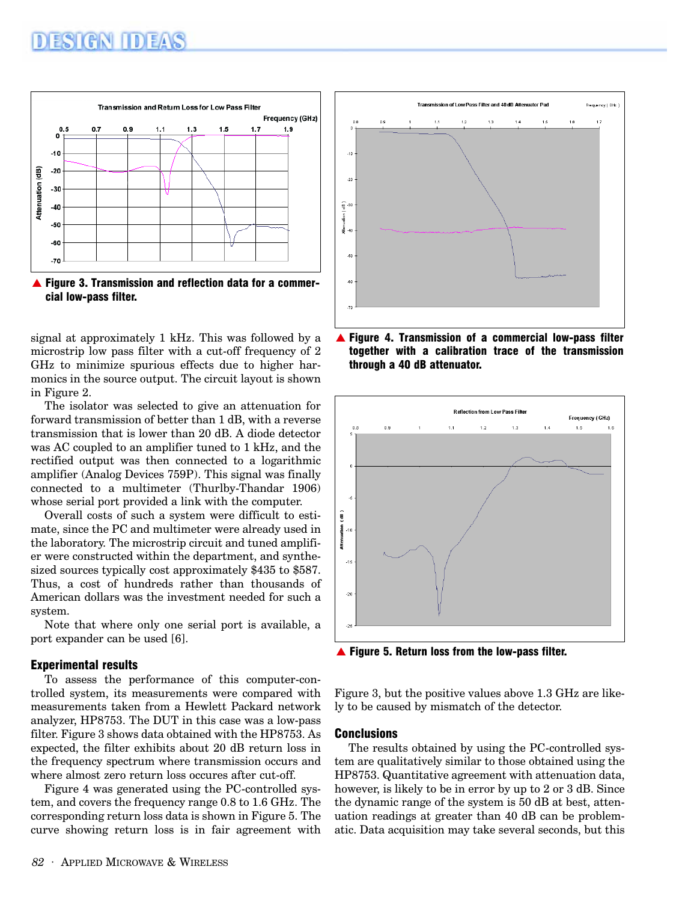![Figure 3 chart](figure3)

▲ **Figure 3. Transmission and reflection data for a commercial low-pass filter.**

signal at approximately 1 kHz. This was followed by a microstrip low pass filter with a cut-off frequency of 2 GHz to minimize spurious effects due to higher harmonics in the source output. The circuit layout is shown in Figure 2.

The isolator was selected to give an attenuation for forward transmission of better than 1 dB, with a reverse transmission that is lower than 20 dB. A diode detector was AC coupled to an amplifier tuned to 1 kHz, and the rectified output was then connected to a logarithmic amplifier (Analog Devices 759P). This signal was finally connected to a multimeter (Thurlby-Thandar 1906) whose serial port provided a link with the computer.

Overall costs of such a system were difficult to estimate, since the PC and multimeter were already used in the laboratory. The microstrip circuit and tuned amplifier were constructed within the department, and synthesized sources typically cost approximately $435 to $587. Thus, a cost of hundreds rather than thousands of American dollars was the investment needed for such a system.

Note that where only one serial port is available, a port expander can be used [6].

## Experimental results

To assess the performance of this computer-controlled system, its measurements were compared with measurements taken from a Hewlett Packard network analyzer, HP8753. The DUT in this case was a low-pass filter. Figure 3 shows data obtained with the HP8753. As expected, the filter exhibits about 20 dB return loss in the frequency spectrum where transmission occurs and where almost zero return loss occures after cut-off.

Figure 4 was generated using the PC-controlled system, and covers the frequency range 0.8 to 1.6 GHz. The corresponding return loss data is shown in Figure 5. The curve showing return loss is in fair agreement with Figure 3, but the positive values above 1.3 GHz are likely to be caused by mismatch of the detector.

▲ **Figure 4. Transmission of a commercial low-pass filter together with a calibration trace of the transmission through a 40 dB attenuator.**

▲ **Figure 5. Return loss from the low-pass filter.**

## Conclusions

The results obtained by using the PC-controlled system are qualitatively similar to those obtained using the HP8753. Quantitative agreement with attenuation data, however, is likely to be in error by up to 2 or 3 dB. Since the dynamic range of the system is 50 dB at best, attenuation readings at greater than 40 dB can be problematic. Data acquisition may take several seconds, but this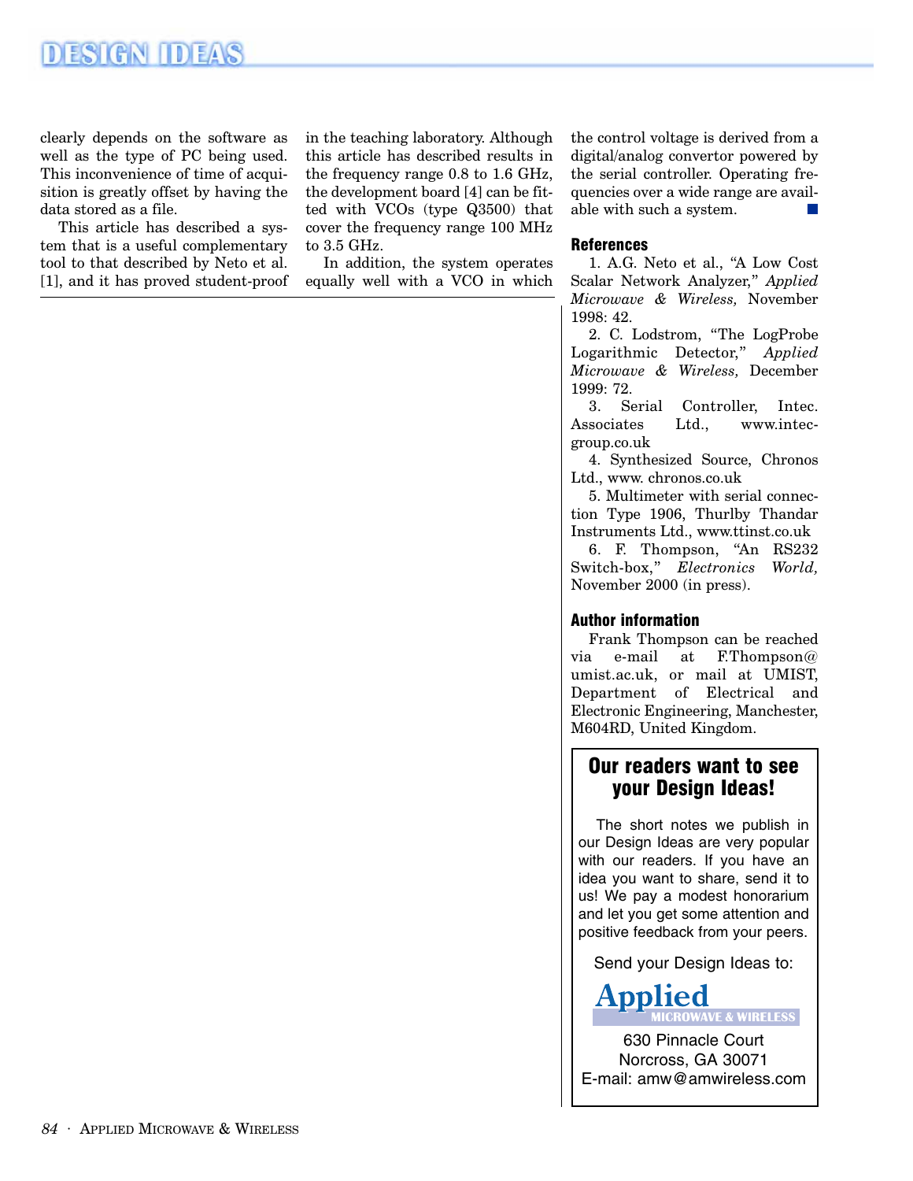clearly depends on the software as well as the type of PC being used. This inconvenience of time of acquisition is greatly offset by having the data stored as a file.

This article has described a system that is a useful complementary tool to that described by Neto et al. [1], and it has proved student-proof in the teaching laboratory. Although this article has described results in the frequency range 0.8 to 1.6 GHz, the development board [4] can be fitted with VCOs (type Q3500) that cover the frequency range 100 MHz to 3.5 GHz.

In addition, the system operates equally well with a VCO in which the control voltage is derived from a digital/analog convertor powered by the serial controller. Operating frequencies over a wide range are available with such a system.

### References

1. A.G. Neto et al., "A Low Cost Scalar Network Analyzer," *Applied Microwave & Wireless,* November 1998: 42.
2. C. Lodstrom, "The LogProbe Logarithmic Detector," *Applied Microwave & Wireless,* December 1999: 72.
3. Serial Controller, Intec. Associates Ltd., www.intec-group.co.uk
4. Synthesized Source, Chronos Ltd., www. chronos.co.uk
5. Multimeter with serial connection Type 1906, Thurlby Thandar Instruments Ltd., www.ttinst.co.uk
6. F. Thompson, "An RS232 Switch-box," *Electronics World,* November 2000 (in press).

### Author information

Frank Thompson can be reached via e-mail at F.Thompson@umist.ac.uk, or mail at UMIST, Department of Electrical and Electronic Engineering, Manchester, M604RD, United Kingdom.

## Our readers want to see your Design Ideas!

The short notes we publish in our Design Ideas are very popular with our readers. If you have an idea you want to share, send it to us! We pay a modest honorarium and let you get some attention and positive feedback from your peers.

Send your Design Ideas to:

Applied MICROWAVE & WIRELESS
630 Pinnacle Court
Norcross, GA 30071
E-mail: amw@amwireless.com